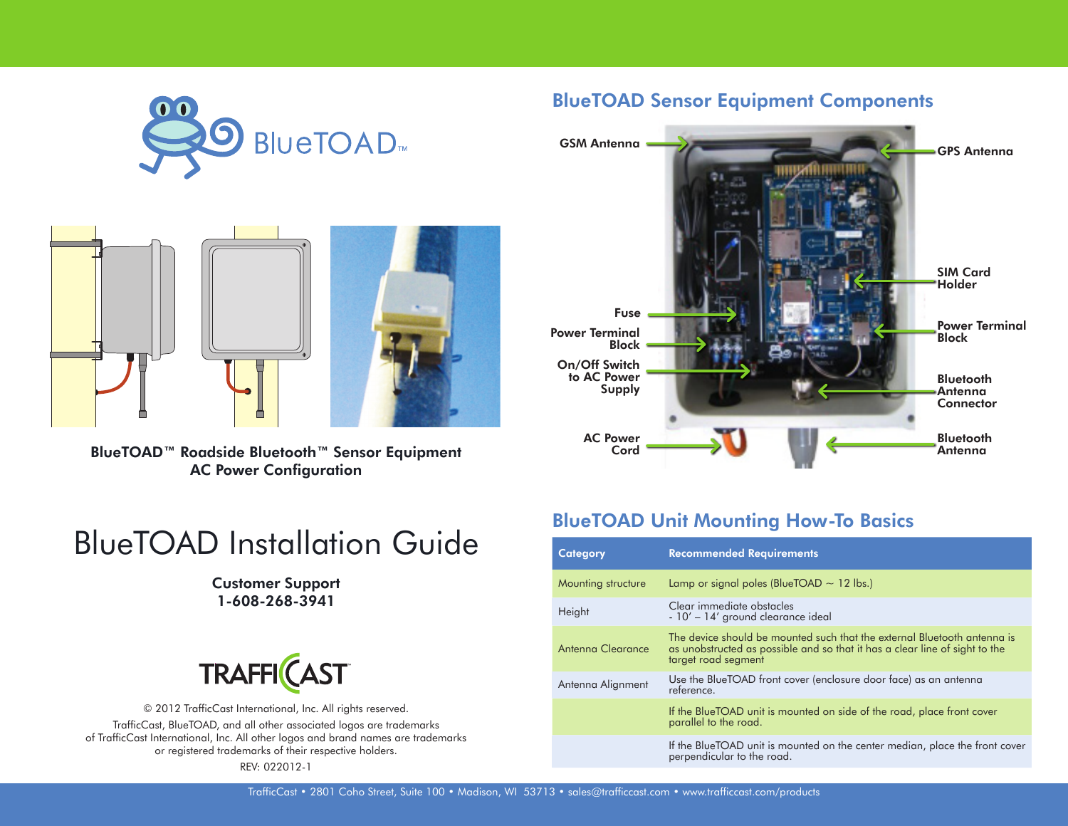BlueTOAD™

**BlueTOAD™ Roadside Bluetooth™ Sensor Equipment AC Power Configuration**

# BlueTOAD Installation Guide

**Customer Support**
**1-608-268-3941**

TRAFFICAST

© 2012 TrafficCast International, Inc. All rights reserved.

TrafficCast, BlueTOAD, and all other associated logos are trademarks of TrafficCast International, Inc. All other logos and brand names are trademarks or registered trademarks of their respective holders.

REV: 022012-1

## BlueTOAD Sensor Equipment Components

- GSM Antenna
- GPS Antenna
- SIM Card Holder
- Fuse
- Power Terminal Block
- Power Terminal Block
- On/Off Switch to AC Power Supply
- Bluetooth Antenna Connector
- AC Power Cord
- Bluetooth Antenna

## BlueTOAD Unit Mounting How-To Basics

| Category | Recommended Requirements |
| --- | --- |
| Mounting structure | Lamp or signal poles (BlueTOAD ~ 12 lbs.) |
| Height | Clear immediate obstacles<br>- 10' – 14' ground clearance ideal |
| Antenna Clearance | The device should be mounted such that the external Bluetooth antenna is as unobstructed as possible and so that it has a clear line of sight to the target road segment |
| Antenna Alignment | Use the BlueTOAD front cover (enclosure door face) as an antenna reference. |
| | If the BlueTOAD unit is mounted on side of the road, place front cover parallel to the road. |
| | If the BlueTOAD unit is mounted on the center median, place the front cover perpendicular to the road. |

TrafficCast • 2801 Coho Street, Suite 100 • Madison, WI 53713 • sales@trafficcast.com • www.trafficcast.com/products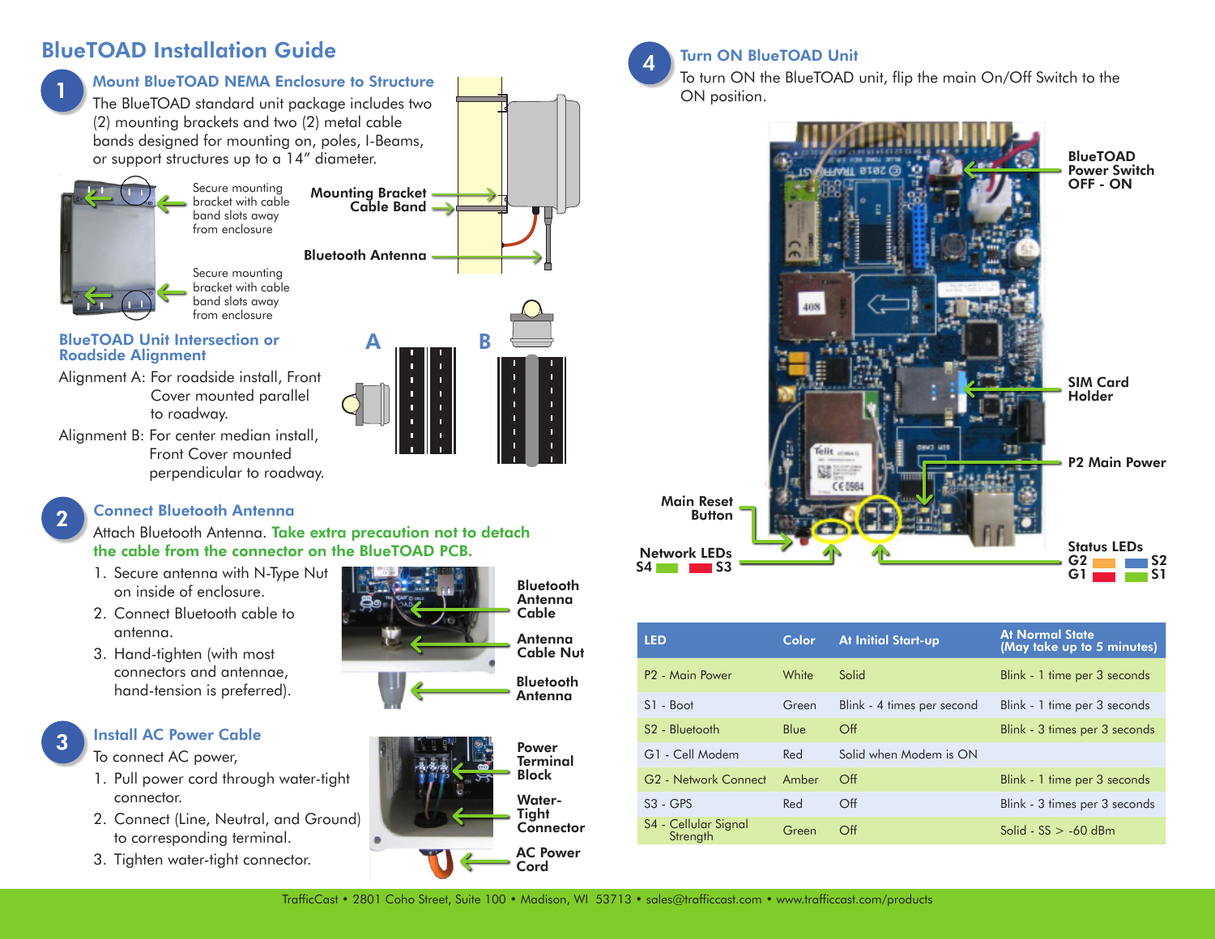# BlueTOAD Installation Guide

## 1 Mount BlueTOAD NEMA Enclosure to Structure

The BlueTOAD standard unit package includes two (2) mounting brackets and two (2) metal cable bands designed for mounting on, poles, I-Beams, or support structures up to a 14" diameter.

Secure mounting bracket with cable band slots away from enclosure

Secure mounting bracket with cable band slots away from enclosure

Mounting Bracket
Cable Band

Bluetooth Antenna

### BlueTOAD Unit Intersection or Roadside Alignment

Alignment A: For roadside install, Front Cover mounted parallel to roadway.

Alignment B: For center median install, Front Cover mounted perpendicular to roadway.

A

B

## 2 Connect Bluetooth Antenna

Attach Bluetooth Antenna. **Take extra precaution not to detach the cable from the connector on the BlueTOAD PCB.**

1. Secure antenna with N-Type Nut on inside of enclosure.
2. Connect Bluetooth cable to antenna.
3. Hand-tighten (with most connectors and antennae, hand-tension is preferred).

Bluetooth Antenna Cable

Antenna Cable Nut

Bluetooth Antenna

## 3 Install AC Power Cable

To connect AC power,

1. Pull power cord through water-tight connector.
2. Connect (Line, Neutral, and Ground) to corresponding terminal.
3. Tighten water-tight connector.

Power Terminal Block

Water-Tight Connector

AC Power Cord

## 4 Turn ON BlueTOAD Unit

To turn ON the BlueTOAD unit, flip the main On/Off Switch to the ON position.

BlueTOAD Power Switch OFF - ON

SIM Card Holder

P2 Main Power

Main Reset Button

Network LEDs
S4 S3

Status LEDs
G2 S2
G1 S1

| LED | Color | At Initial Start-up | At Normal State (May take up to 5 minutes) |
|---|---|---|---|
| P2 - Main Power | White | Solid | Blink - 1 time per 3 seconds |
| S1 - Boot | Green | Blink - 4 times per second | Blink - 1 time per 3 seconds |
| S2 - Bluetooth | Blue | Off | Blink - 3 times per 3 seconds |
| G1 - Cell Modem | Red | Solid when Modem is ON | |
| G2 - Network Connect | Amber | Off | Blink - 1 time per 3 seconds |
| S3 - GPS | Red | Off | Blink - 3 times per 3 seconds |
| S4 - Cellular Signal Strength | Green | Off | Solid - SS > -60 dBm |

TrafficCast • 2801 Coho Street, Suite 100 • Madison, WI 53713 • sales@trafficcast.com • www.trafficcast.com/products